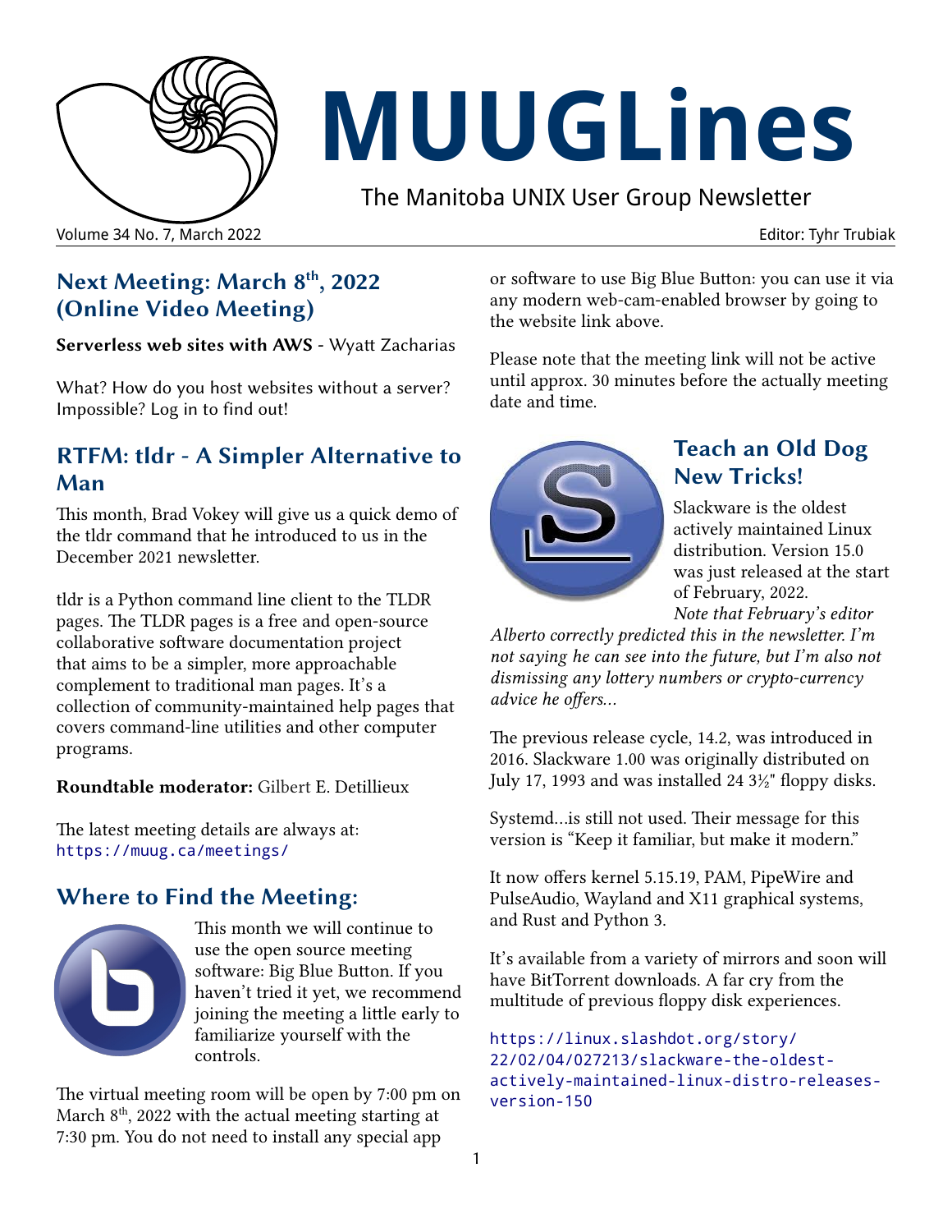# MUUGLines

The Manitoba UNIX User Group Newsletter

Volume 34 No. 7, March 2022

Editor: Tyhr Trubiak

## Next Meeting: March 8th, 2022 (Online Video Meeting)

**Serverless web sites with AWS** - Wyatt Zacharias

What? How do you host websites without a server? Impossible? Log in to find out!

## RTFM: tldr - A Simpler Alternative to Man

This month, Brad Vokey will give us a quick demo of the tldr command that he introduced to us in the December 2021 newsletter.

tldr is a Python command line client to the TLDR pages. The TLDR pages is a free and open-source collaborative software documentation project that aims to be a simpler, more approachable complement to traditional man pages. It's a collection of community-maintained help pages that covers command-line utilities and other computer programs.

**Roundtable moderator:** Gilbert E. Detillieux

The latest meeting details are always at: https://muug.ca/meetings/

## Where to Find the Meeting:

This month we will continue to use the open source meeting software: Big Blue Button. If you haven't tried it yet, we recommend joining the meeting a little early to familiarize yourself with the controls.

The virtual meeting room will be open by 7:00 pm on March 8th, 2022 with the actual meeting starting at 7:30 pm. You do not need to install any special app or software to use Big Blue Button: you can use it via any modern web-cam-enabled browser by going to the website link above.

Please note that the meeting link will not be active until approx. 30 minutes before the actually meeting date and time.

## Teach an Old Dog New Tricks!

Slackware is the oldest actively maintained Linux distribution. Version 15.0 was just released at the start of February, 2022. *Note that February's editor Alberto correctly predicted this in the newsletter. I'm not saying he can see into the future, but I'm also not dismissing any lottery numbers or crypto-currency advice he offers...*

The previous release cycle, 14.2, was introduced in 2016. Slackware 1.00 was originally distributed on July 17, 1993 and was installed 24 3½" floppy disks.

Systemd...is still not used. Their message for this version is "Keep it familiar, but make it modern."

It now offers kernel 5.15.19, PAM, PipeWire and PulseAudio, Wayland and X11 graphical systems, and Rust and Python 3.

It's available from a variety of mirrors and soon will have BitTorrent downloads. A far cry from the multitude of previous floppy disk experiences.

https://linux.slashdot.org/story/22/02/04/027213/slackware-the-oldest-actively-maintained-linux-distro-releases-version-150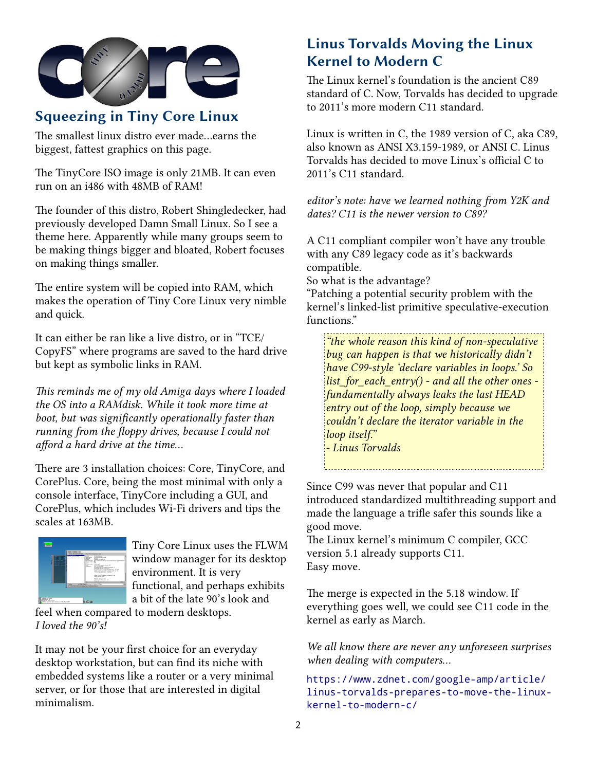## Squeezing in Tiny Core Linux

The smallest linux distro ever made…earns the biggest, fattest graphics on this page.

The TinyCore ISO image is only 21MB. It can even run on an i486 with 48MB of RAM!

The founder of this distro, Robert Shingledecker, had previously developed Damn Small Linux. So I see a theme here. Apparently while many groups seem to be making things bigger and bloated, Robert focuses on making things smaller.

The entire system will be copied into RAM, which makes the operation of Tiny Core Linux very nimble and quick.

It can either be ran like a live distro, or in "TCE/CopyFS" where programs are saved to the hard drive but kept as symbolic links in RAM.

*This reminds me of my old Amiga days where I loaded the OS into a RAMdisk. While it took more time at boot, but was significantly operationally faster than running from the floppy drives, because I could not afford a hard drive at the time…*

There are 3 installation choices: Core, TinyCore, and CorePlus. Core, being the most minimal with only a console interface, TinyCore including a GUI, and CorePlus, which includes Wi-Fi drivers and tips the scales at 163MB.

Tiny Core Linux uses the FLWM window manager for its desktop environment. It is very functional, and perhaps exhibits a bit of the late 90's look and feel when compared to modern desktops.
*I loved the 90's!*

It may not be your first choice for an everyday desktop workstation, but can find its niche with embedded systems like a router or a very minimal server, or for those that are interested in digital minimalism.

## Linus Torvalds Moving the Linux Kernel to Modern C

The Linux kernel's foundation is the ancient C89 standard of C. Now, Torvalds has decided to upgrade to 2011's more modern C11 standard.

Linux is written in C, the 1989 version of C, aka C89, also known as ANSI X3.159-1989, or ANSI C. Linus Torvalds has decided to move Linux's official C to 2011's C11 standard.

*editor's note: have we learned nothing from Y2K and dates? C11 is the newer version to C89?*

A C11 compliant compiler won't have any trouble with any C89 legacy code as it's backwards compatible.
So what is the advantage?
"Patching a potential security problem with the kernel's linked-list primitive speculative-execution functions."

> *"the whole reason this kind of non-speculative bug can happen is that we historically didn't have C99-style 'declare variables in loops.' So list_for_each_entry() - and all the other ones - fundamentally always leaks the last HEAD entry out of the loop, simply because we couldn't declare the iterator variable in the loop itself."*
> *- Linus Torvalds*

Since C99 was never that popular and C11 introduced standardized multithreading support and made the language a trifle safer this sounds like a good move.
The Linux kernel's minimum C compiler, GCC version 5.1 already supports C11.
Easy move.

The merge is expected in the 5.18 window. If everything goes well, we could see C11 code in the kernel as early as March.

*We all know there are never any unforeseen surprises when dealing with computers…*

https://www.zdnet.com/google-amp/article/linus-torvalds-prepares-to-move-the-linux-kernel-to-modern-c/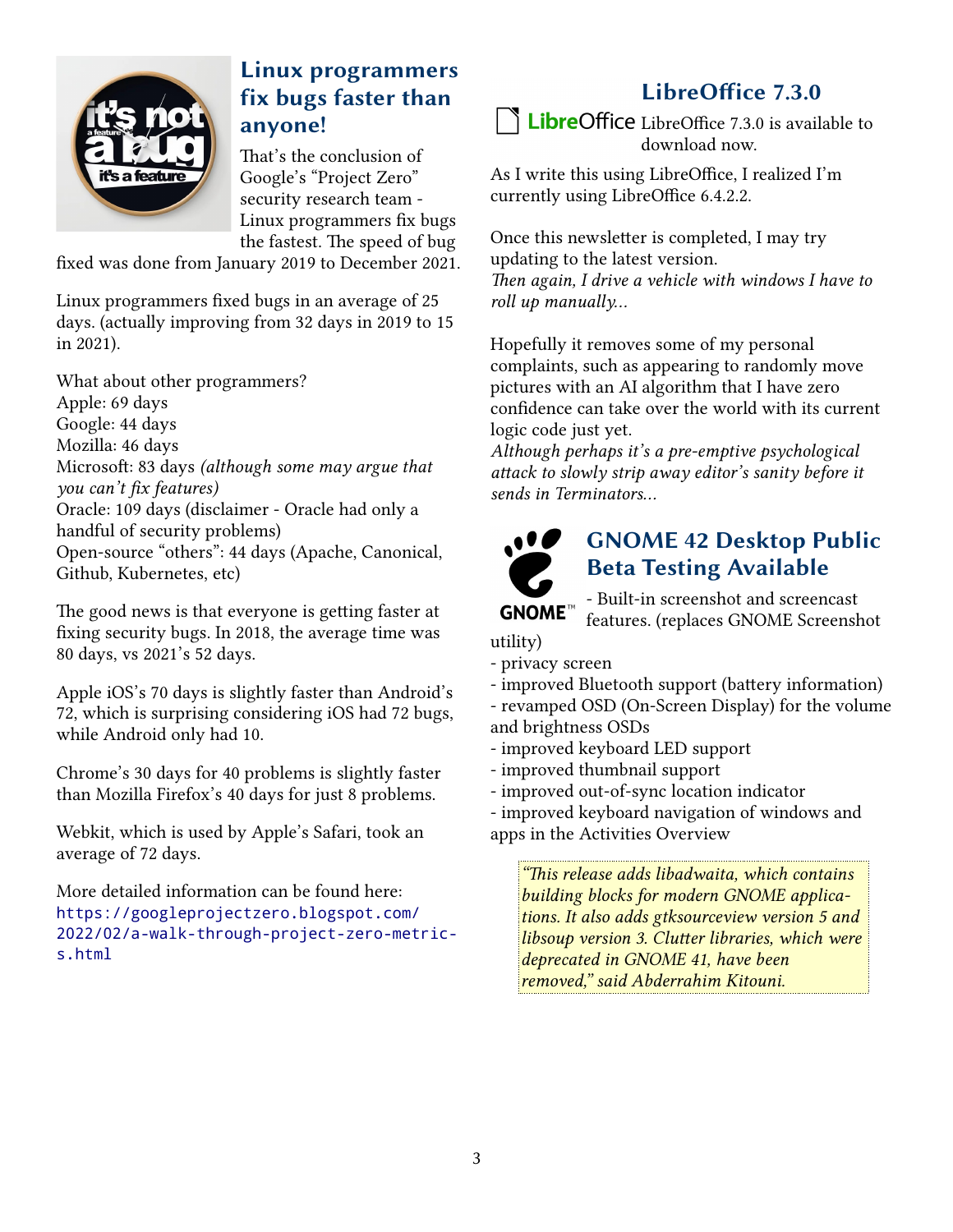## Linux programmers fix bugs faster than anyone!

That's the conclusion of Google's "Project Zero" security research team - Linux programmers fix bugs the fastest. The speed of bug fixed was done from January 2019 to December 2021.

Linux programmers fixed bugs in an average of 25 days. (actually improving from 32 days in 2019 to 15 in 2021).

What about other programmers?
Apple: 69 days
Google: 44 days
Mozilla: 46 days
Microsoft: 83 days *(although some may argue that you can't fix features)*
Oracle: 109 days (disclaimer - Oracle had only a handful of security problems)
Open-source "others": 44 days (Apache, Canonical, Github, Kubernetes, etc)

The good news is that everyone is getting faster at fixing security bugs. In 2018, the average time was 80 days, vs 2021's 52 days.

Apple iOS's 70 days is slightly faster than Android's 72, which is surprising considering iOS had 72 bugs, while Android only had 10.

Chrome's 30 days for 40 problems is slightly faster than Mozilla Firefox's 40 days for just 8 problems.

Webkit, which is used by Apple's Safari, took an average of 72 days.

More detailed information can be found here:
https://googleprojectzero.blogspot.com/2022/02/a-walk-through-project-zero-metrics.html

## LibreOffice 7.3.0

LibreOffice 7.3.0 is available to download now.

As I write this using LibreOffice, I realized I'm currently using LibreOffice 6.4.2.2.

Once this newsletter is completed, I may try updating to the latest version.
*Then again, I drive a vehicle with windows I have to roll up manually...*

Hopefully it removes some of my personal complaints, such as appearing to randomly move pictures with an AI algorithm that I have zero confidence can take over the world with its current logic code just yet.
*Although perhaps it's a pre-emptive psychological attack to slowly strip away editor's sanity before it sends in Terminators...*

## GNOME 42 Desktop Public Beta Testing Available

- Built-in screenshot and screencast features. (replaces GNOME Screenshot utility)
- privacy screen
- improved Bluetooth support (battery information)
- revamped OSD (On-Screen Display) for the volume and brightness OSDs
- improved keyboard LED support
- improved thumbnail support
- improved out-of-sync location indicator
- improved keyboard navigation of windows and apps in the Activities Overview

> *"This release adds libadwaita, which contains building blocks for modern GNOME applications. It also adds gtksourceview version 5 and libsoup version 3. Clutter libraries, which were deprecated in GNOME 41, have been removed," said Abderrahim Kitouni.*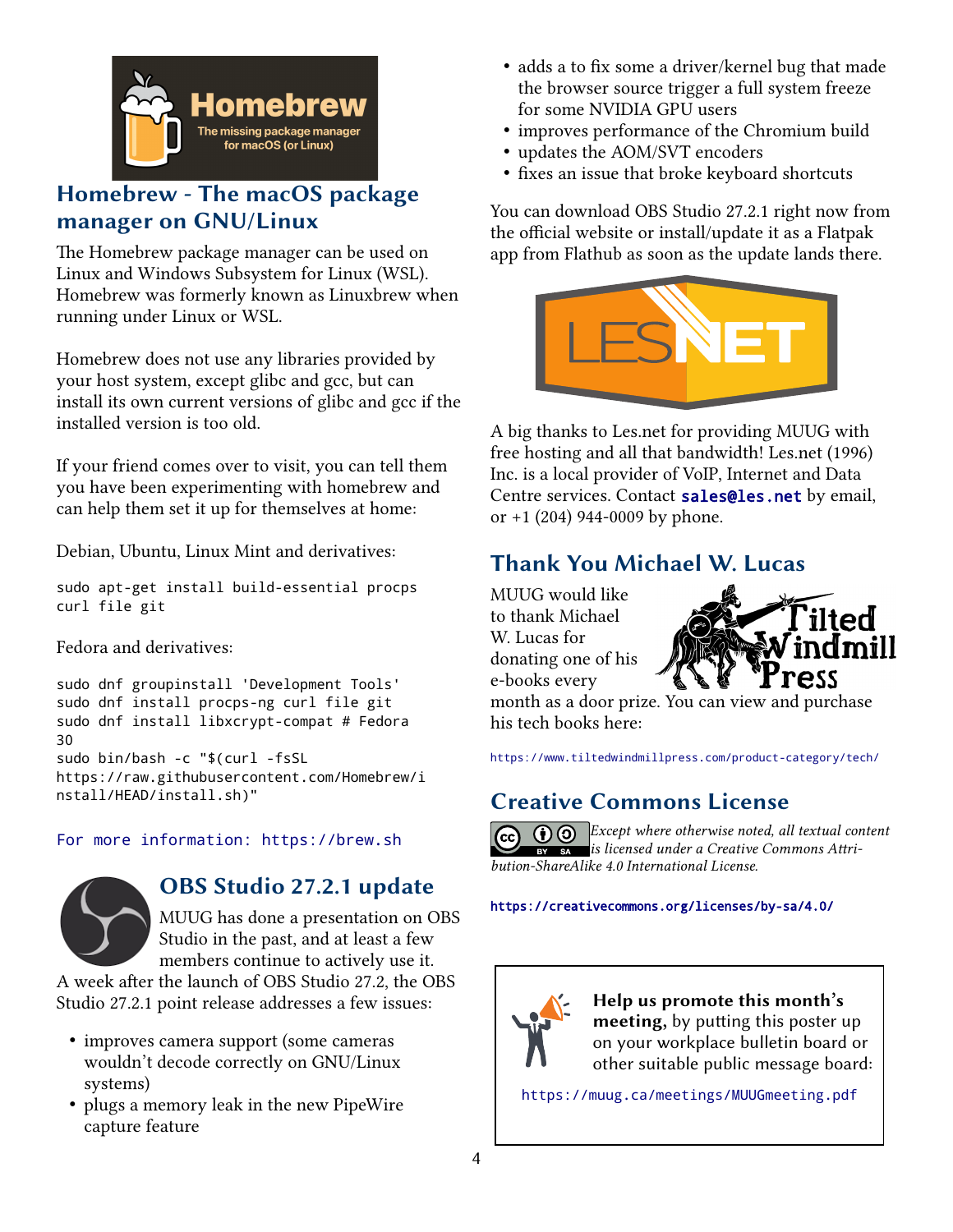## Homebrew - The macOS package manager on GNU/Linux

The Homebrew package manager can be used on Linux and Windows Subsystem for Linux (WSL). Homebrew was formerly known as Linuxbrew when running under Linux or WSL.

Homebrew does not use any libraries provided by your host system, except glibc and gcc, but can install its own current versions of glibc and gcc if the installed version is too old.

If your friend comes over to visit, you can tell them you have been experimenting with homebrew and can help them set it up for themselves at home:

Debian, Ubuntu, Linux Mint and derivatives:

```
sudo apt-get install build-essential procps
curl file git
```

Fedora and derivatives:

```
sudo dnf groupinstall 'Development Tools'
sudo dnf install procps-ng curl file git
sudo dnf install libxcrypt-compat # Fedora
30
sudo bin/bash -c "$(curl -fsSL
https://raw.githubusercontent.com/Homebrew/i
nstall/HEAD/install.sh)"
```

For more information: https://brew.sh

## OBS Studio 27.2.1 update

MUUG has done a presentation on OBS Studio in the past, and at least a few members continue to actively use it. A week after the launch of OBS Studio 27.2, the OBS Studio 27.2.1 point release addresses a few issues:

- improves camera support (some cameras wouldn't decode correctly on GNU/Linux systems)
- plugs a memory leak in the new PipeWire capture feature
- adds a to fix some a driver/kernel bug that made the browser source trigger a full system freeze for some NVIDIA GPU users
- improves performance of the Chromium build
- updates the AOM/SVT encoders
- fixes an issue that broke keyboard shortcuts

You can download OBS Studio 27.2.1 right now from the official website or install/update it as a Flatpak app from Flathub as soon as the update lands there.

A big thanks to Les.net for providing MUUG with free hosting and all that bandwidth! Les.net (1996) Inc. is a local provider of VoIP, Internet and Data Centre services. Contact **sales@les.net** by email, or +1 (204) 944-0009 by phone.

## Thank You Michael W. Lucas

MUUG would like to thank Michael W. Lucas for donating one of his e-books every month as a door prize. You can view and purchase his tech books here:

https://www.tiltedwindmillpress.com/product-category/tech/

## Creative Commons License

*Except where otherwise noted, all textual content is licensed under a Creative Commons Attribution-ShareAlike 4.0 International License.*

**https://creativecommons.org/licenses/by-sa/4.0/**

**Help us promote this month's meeting,** by putting this poster up on your workplace bulletin board or other suitable public message board:

https://muug.ca/meetings/MUUGmeeting.pdf